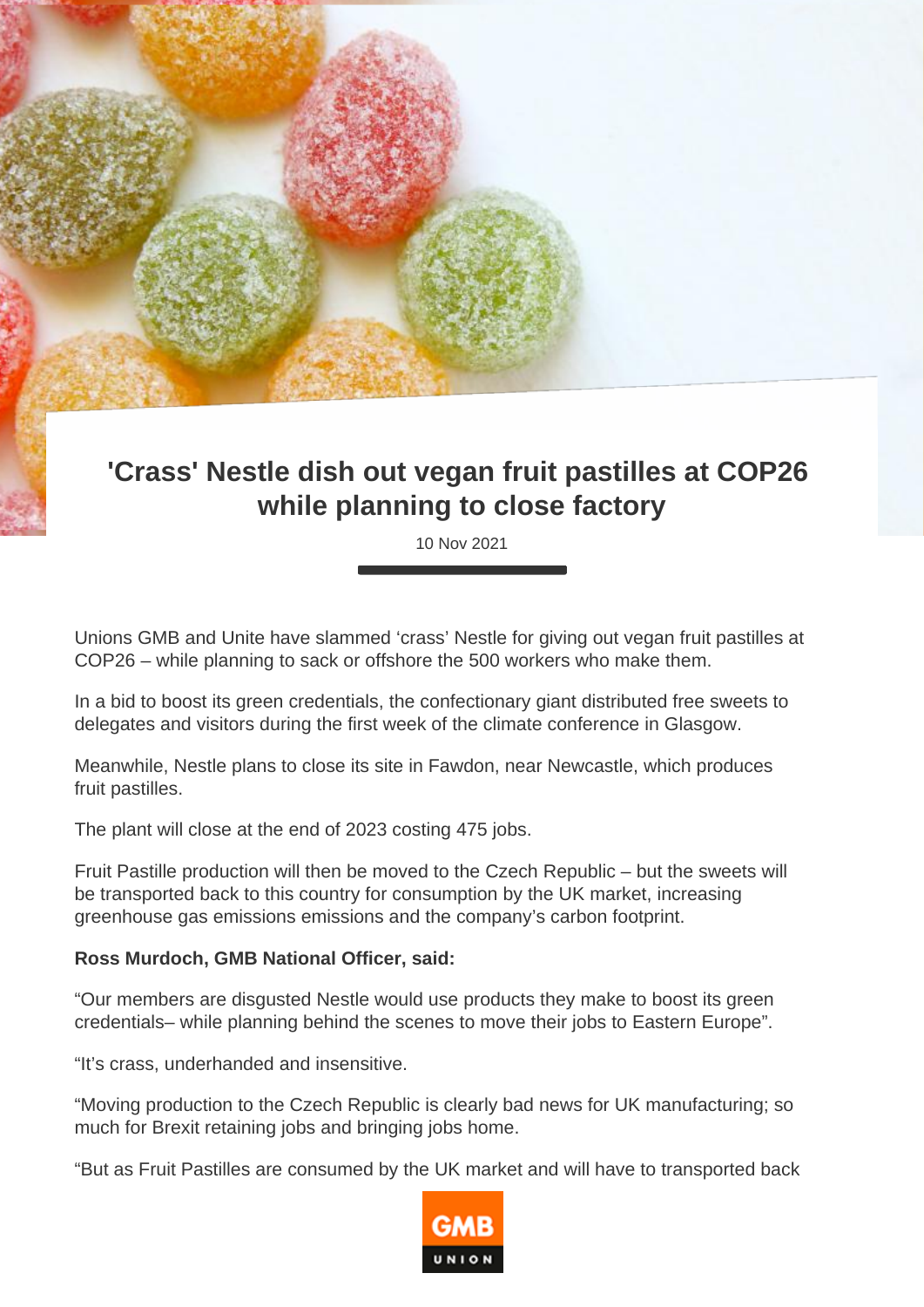# 'Crass' Nestle dish out vegan fruit pastilles at COP26 while planning to close factory

10 Nov 2021

Unions GMB and Unite have slammed ‘crass’ Nestle for giving out vegan fruit pastilles at COP26 – while planning to sack or offshore the 500 workers who make them.

In a bid to boost its green credentials, the confectionary giant distributed free sweets to delegates and visitors during the first week of the climate conference in Glasgow.

Meanwhile, Nestle plans to close its site in Fawdon, near Newcastle, which produces fruit pastilles.

The plant will close at the end of 2023 costing 475 jobs.

Fruit Pastille production will then be moved to the Czech Republic – but the sweets will be transported back to this country for consumption by the UK market, increasing greenhouse gas emissions emissions and the company’s carbon footprint.

**Ross Murdoch, GMB National Officer, said:**

“Our members are disgusted Nestle would use products they make to boost its green credentials– while planning behind the scenes to move their jobs to Eastern Europe”.

“It’s crass, underhanded and insensitive.

“Moving production to the Czech Republic is clearly bad news for UK manufacturing; so much for Brexit retaining jobs and bringing jobs home.

“But as Fruit Pastilles are consumed by the UK market and will have to transported back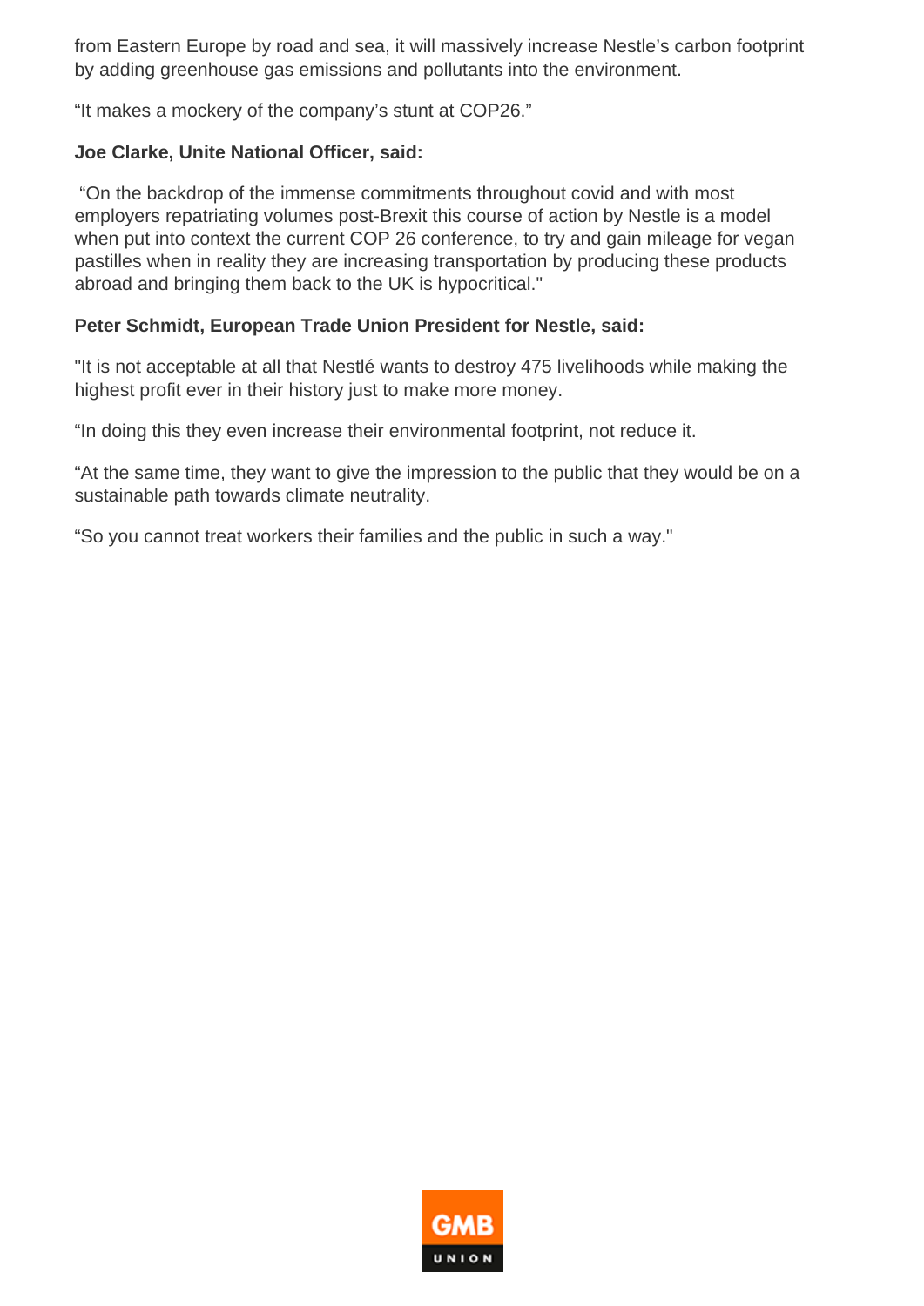from Eastern Europe by road and sea, it will massively increase Nestle's carbon footprint by adding greenhouse gas emissions and pollutants into the environment.

"It makes a mockery of the company's stunt at COP26."

**Joe Clarke, Unite National Officer, said:**

"On the backdrop of the immense commitments throughout covid and with most employers repatriating volumes post-Brexit this course of action by Nestle is a model when put into context the current COP 26 conference, to try and gain mileage for vegan pastilles when in reality they are increasing transportation by producing these products abroad and bringing them back to the UK is hypocritical."

**Peter Schmidt, European Trade Union President for Nestle, said:**

"It is not acceptable at all that Nestlé wants to destroy 475 livelihoods while making the highest profit ever in their history just to make more money.

"In doing this they even increase their environmental footprint, not reduce it.

"At the same time, they want to give the impression to the public that they would be on a sustainable path towards climate neutrality.

"So you cannot treat workers their families and the public in such a way."